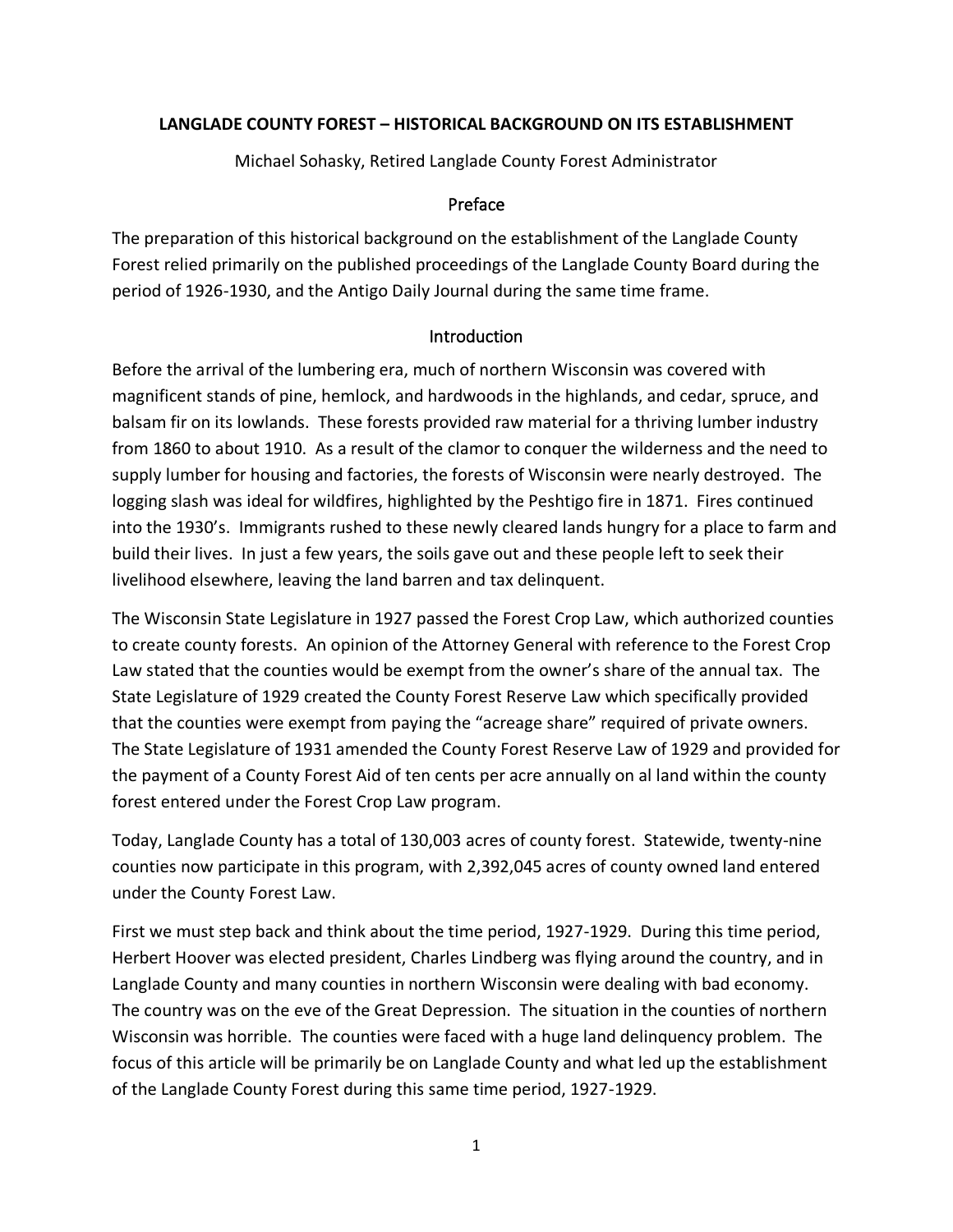# LANGLADE COUNTY FOREST – HISTORICAL BACKGROUND ON ITS ESTABLISHMENT

Michael Sohasky, Retired Langlade County Forest Administrator

## Preface

The preparation of this historical background on the establishment of the Langlade County Forest relied primarily on the published proceedings of the Langlade County Board during the period of 1926-1930, and the Antigo Daily Journal during the same time frame.

## Introduction

Before the arrival of the lumbering era, much of northern Wisconsin was covered with magnificent stands of pine, hemlock, and hardwoods in the highlands, and cedar, spruce, and balsam fir on its lowlands. These forests provided raw material for a thriving lumber industry from 1860 to about 1910. As a result of the clamor to conquer the wilderness and the need to supply lumber for housing and factories, the forests of Wisconsin were nearly destroyed. The logging slash was ideal for wildfires, highlighted by the Peshtigo fire in 1871. Fires continued into the 1930's. Immigrants rushed to these newly cleared lands hungry for a place to farm and build their lives. In just a few years, the soils gave out and these people left to seek their livelihood elsewhere, leaving the land barren and tax delinquent.

The Wisconsin State Legislature in 1927 passed the Forest Crop Law, which authorized counties to create county forests. An opinion of the Attorney General with reference to the Forest Crop Law stated that the counties would be exempt from the owner's share of the annual tax. The State Legislature of 1929 created the County Forest Reserve Law which specifically provided that the counties were exempt from paying the "acreage share" required of private owners. The State Legislature of 1931 amended the County Forest Reserve Law of 1929 and provided for the payment of a County Forest Aid of ten cents per acre annually on al land within the county forest entered under the Forest Crop Law program.

Today, Langlade County has a total of 130,003 acres of county forest. Statewide, twenty-nine counties now participate in this program, with 2,392,045 acres of county owned land entered under the County Forest Law.

First we must step back and think about the time period, 1927-1929. During this time period, Herbert Hoover was elected president, Charles Lindberg was flying around the country, and in Langlade County and many counties in northern Wisconsin were dealing with bad economy. The country was on the eve of the Great Depression. The situation in the counties of northern Wisconsin was horrible. The counties were faced with a huge land delinquency problem. The focus of this article will be primarily be on Langlade County and what led up the establishment of the Langlade County Forest during this same time period, 1927-1929.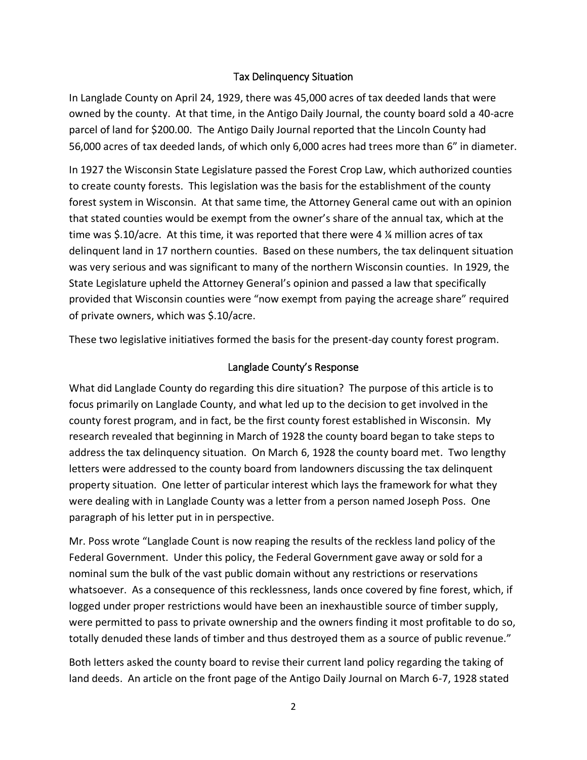## Tax Delinquency Situation

In Langlade County on April 24, 1929, there was 45,000 acres of tax deeded lands that were owned by the county. At that time, in the Antigo Daily Journal, the county board sold a 40-acre parcel of land for $200.00. The Antigo Daily Journal reported that the Lincoln County had 56,000 acres of tax deeded lands, of which only 6,000 acres had trees more than 6" in diameter.

In 1927 the Wisconsin State Legislature passed the Forest Crop Law, which authorized counties to create county forests. This legislation was the basis for the establishment of the county forest system in Wisconsin. At that same time, the Attorney General came out with an opinion that stated counties would be exempt from the owner's share of the annual tax, which at the time was $.10/acre. At this time, it was reported that there were 4 ¼ million acres of tax delinquent land in 17 northern counties. Based on these numbers, the tax delinquent situation was very serious and was significant to many of the northern Wisconsin counties. In 1929, the State Legislature upheld the Attorney General's opinion and passed a law that specifically provided that Wisconsin counties were "now exempt from paying the acreage share" required of private owners, which was $.10/acre.

These two legislative initiatives formed the basis for the present-day county forest program.

## Langlade County's Response

What did Langlade County do regarding this dire situation? The purpose of this article is to focus primarily on Langlade County, and what led up to the decision to get involved in the county forest program, and in fact, be the first county forest established in Wisconsin. My research revealed that beginning in March of 1928 the county board began to take steps to address the tax delinquency situation. On March 6, 1928 the county board met. Two lengthy letters were addressed to the county board from landowners discussing the tax delinquent property situation. One letter of particular interest which lays the framework for what they were dealing with in Langlade County was a letter from a person named Joseph Poss. One paragraph of his letter put in in perspective.

Mr. Poss wrote "Langlade Count is now reaping the results of the reckless land policy of the Federal Government. Under this policy, the Federal Government gave away or sold for a nominal sum the bulk of the vast public domain without any restrictions or reservations whatsoever. As a consequence of this recklessness, lands once covered by fine forest, which, if logged under proper restrictions would have been an inexhaustible source of timber supply, were permitted to pass to private ownership and the owners finding it most profitable to do so, totally denuded these lands of timber and thus destroyed them as a source of public revenue."

Both letters asked the county board to revise their current land policy regarding the taking of land deeds. An article on the front page of the Antigo Daily Journal on March 6-7, 1928 stated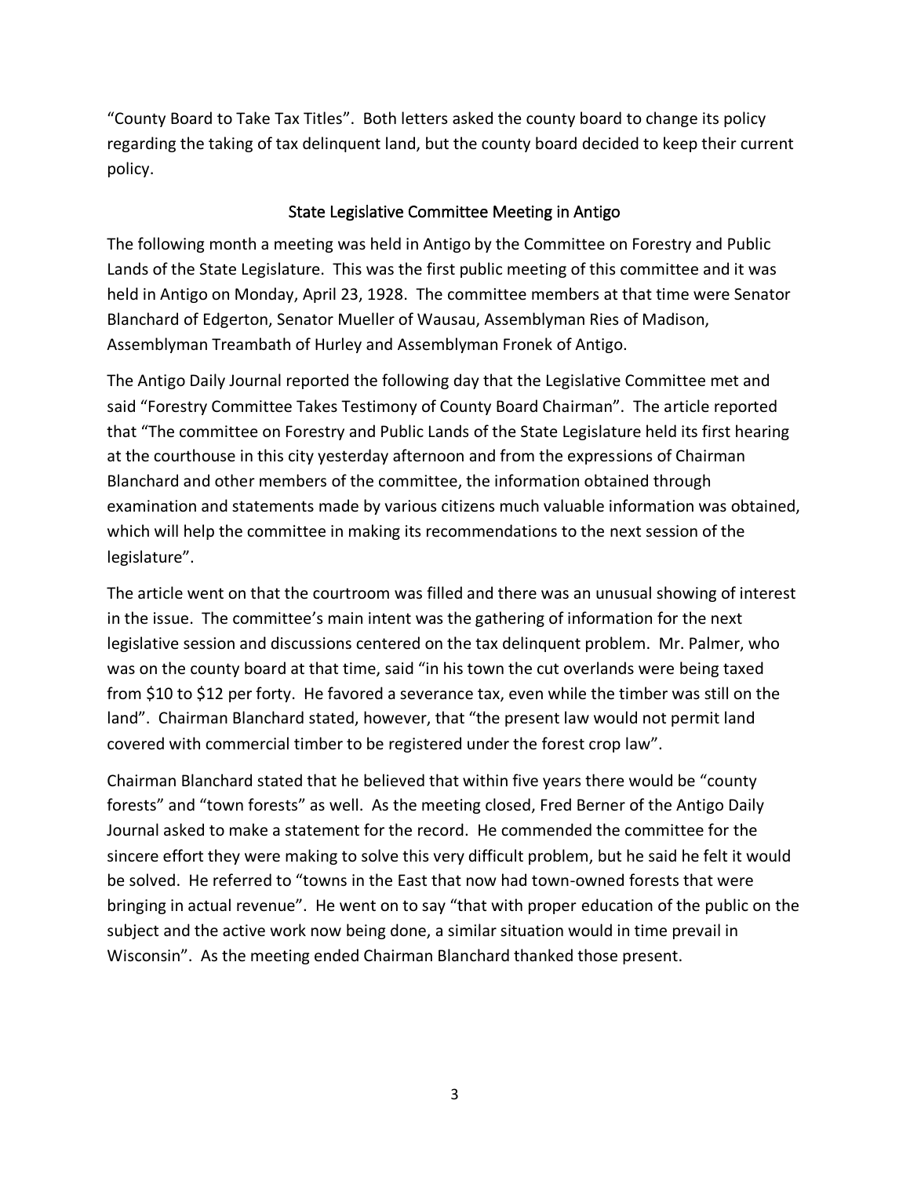"County Board to Take Tax Titles". Both letters asked the county board to change its policy regarding the taking of tax delinquent land, but the county board decided to keep their current policy.

## State Legislative Committee Meeting in Antigo

The following month a meeting was held in Antigo by the Committee on Forestry and Public Lands of the State Legislature. This was the first public meeting of this committee and it was held in Antigo on Monday, April 23, 1928. The committee members at that time were Senator Blanchard of Edgerton, Senator Mueller of Wausau, Assemblyman Ries of Madison, Assemblyman Treambath of Hurley and Assemblyman Fronek of Antigo.

The Antigo Daily Journal reported the following day that the Legislative Committee met and said "Forestry Committee Takes Testimony of County Board Chairman". The article reported that "The committee on Forestry and Public Lands of the State Legislature held its first hearing at the courthouse in this city yesterday afternoon and from the expressions of Chairman Blanchard and other members of the committee, the information obtained through examination and statements made by various citizens much valuable information was obtained, which will help the committee in making its recommendations to the next session of the legislature".

The article went on that the courtroom was filled and there was an unusual showing of interest in the issue. The committee's main intent was the gathering of information for the next legislative session and discussions centered on the tax delinquent problem. Mr. Palmer, who was on the county board at that time, said "in his town the cut overlands were being taxed from $10 to $12 per forty. He favored a severance tax, even while the timber was still on the land". Chairman Blanchard stated, however, that "the present law would not permit land covered with commercial timber to be registered under the forest crop law".

Chairman Blanchard stated that he believed that within five years there would be "county forests" and "town forests" as well. As the meeting closed, Fred Berner of the Antigo Daily Journal asked to make a statement for the record. He commended the committee for the sincere effort they were making to solve this very difficult problem, but he said he felt it would be solved. He referred to "towns in the East that now had town-owned forests that were bringing in actual revenue". He went on to say "that with proper education of the public on the subject and the active work now being done, a similar situation would in time prevail in Wisconsin". As the meeting ended Chairman Blanchard thanked those present.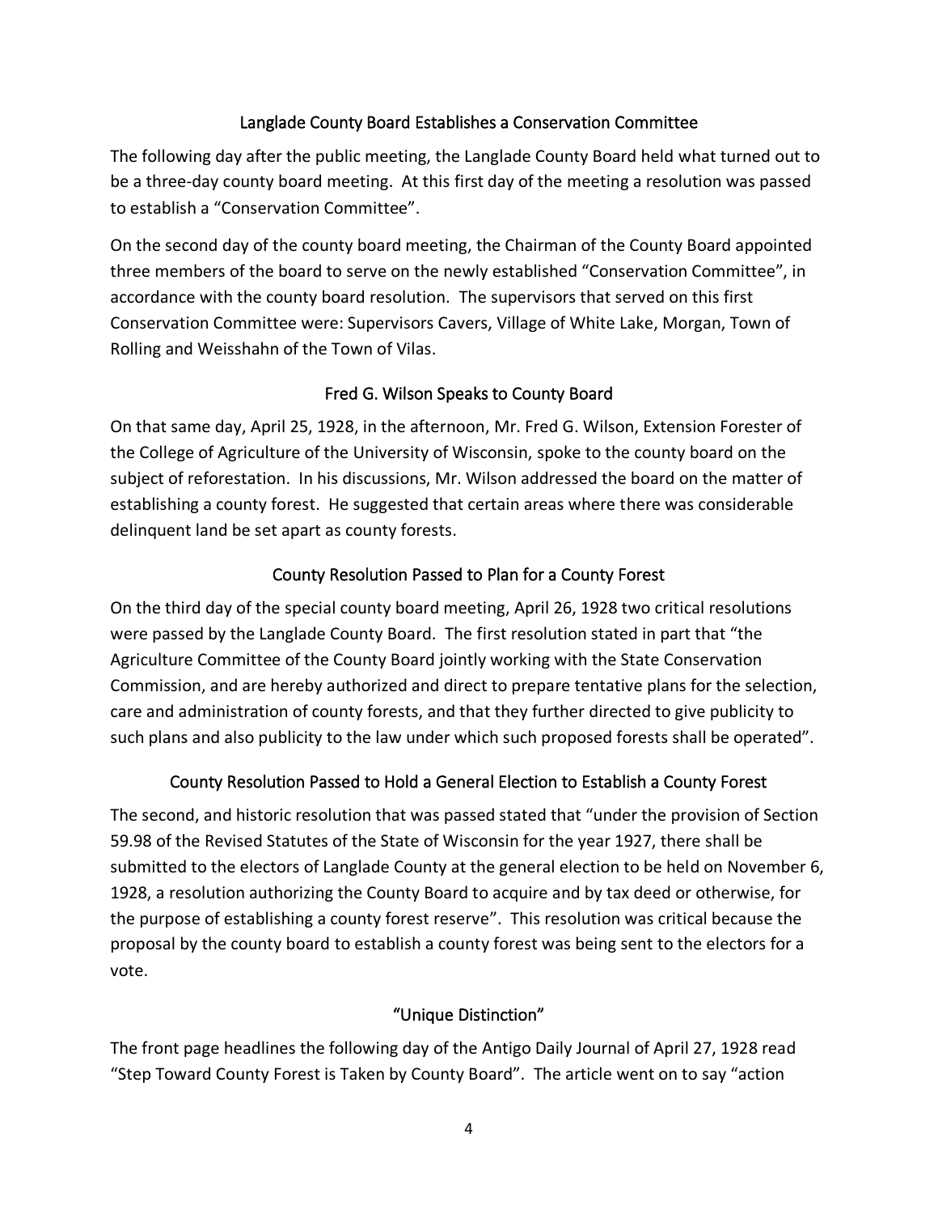## Langlade County Board Establishes a Conservation Committee

The following day after the public meeting, the Langlade County Board held what turned out to be a three-day county board meeting. At this first day of the meeting a resolution was passed to establish a "Conservation Committee".

On the second day of the county board meeting, the Chairman of the County Board appointed three members of the board to serve on the newly established "Conservation Committee", in accordance with the county board resolution. The supervisors that served on this first Conservation Committee were: Supervisors Cavers, Village of White Lake, Morgan, Town of Rolling and Weisshahn of the Town of Vilas.

## Fred G. Wilson Speaks to County Board

On that same day, April 25, 1928, in the afternoon, Mr. Fred G. Wilson, Extension Forester of the College of Agriculture of the University of Wisconsin, spoke to the county board on the subject of reforestation. In his discussions, Mr. Wilson addressed the board on the matter of establishing a county forest. He suggested that certain areas where there was considerable delinquent land be set apart as county forests.

## County Resolution Passed to Plan for a County Forest

On the third day of the special county board meeting, April 26, 1928 two critical resolutions were passed by the Langlade County Board. The first resolution stated in part that "the Agriculture Committee of the County Board jointly working with the State Conservation Commission, and are hereby authorized and direct to prepare tentative plans for the selection, care and administration of county forests, and that they further directed to give publicity to such plans and also publicity to the law under which such proposed forests shall be operated".

## County Resolution Passed to Hold a General Election to Establish a County Forest

The second, and historic resolution that was passed stated that "under the provision of Section 59.98 of the Revised Statutes of the State of Wisconsin for the year 1927, there shall be submitted to the electors of Langlade County at the general election to be held on November 6, 1928, a resolution authorizing the County Board to acquire and by tax deed or otherwise, for the purpose of establishing a county forest reserve". This resolution was critical because the proposal by the county board to establish a county forest was being sent to the electors for a vote.

## "Unique Distinction"

The front page headlines the following day of the Antigo Daily Journal of April 27, 1928 read "Step Toward County Forest is Taken by County Board". The article went on to say "action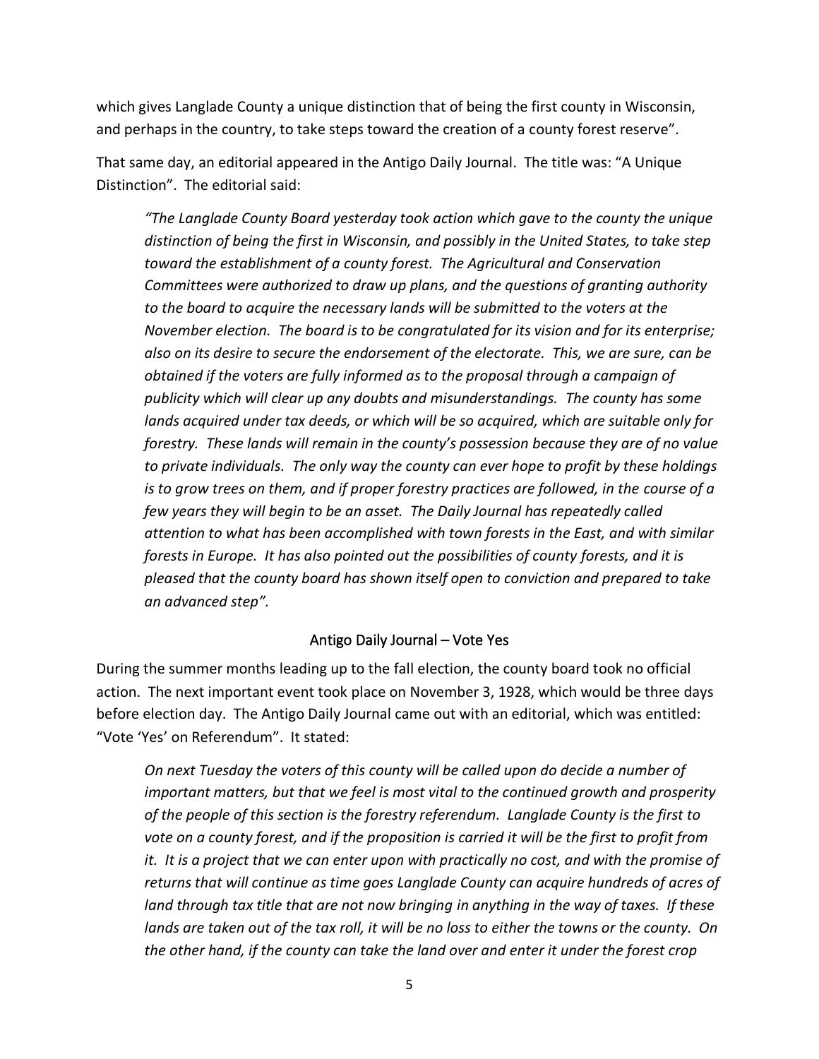which gives Langlade County a unique distinction that of being the first county in Wisconsin, and perhaps in the country, to take steps toward the creation of a county forest reserve".

That same day, an editorial appeared in the Antigo Daily Journal. The title was: "A Unique Distinction". The editorial said:

> *"The Langlade County Board yesterday took action which gave to the county the unique distinction of being the first in Wisconsin, and possibly in the United States, to take step toward the establishment of a county forest. The Agricultural and Conservation Committees were authorized to draw up plans, and the questions of granting authority to the board to acquire the necessary lands will be submitted to the voters at the November election. The board is to be congratulated for its vision and for its enterprise; also on its desire to secure the endorsement of the electorate. This, we are sure, can be obtained if the voters are fully informed as to the proposal through a campaign of publicity which will clear up any doubts and misunderstandings. The county has some lands acquired under tax deeds, or which will be so acquired, which are suitable only for forestry. These lands will remain in the county's possession because they are of no value to private individuals. The only way the county can ever hope to profit by these holdings is to grow trees on them, and if proper forestry practices are followed, in the course of a few years they will begin to be an asset. The Daily Journal has repeatedly called attention to what has been accomplished with town forests in the East, and with similar forests in Europe. It has also pointed out the possibilities of county forests, and it is pleased that the county board has shown itself open to conviction and prepared to take an advanced step".*

## Antigo Daily Journal – Vote Yes

During the summer months leading up to the fall election, the county board took no official action. The next important event took place on November 3, 1928, which would be three days before election day. The Antigo Daily Journal came out with an editorial, which was entitled: "Vote 'Yes' on Referendum". It stated:

> *On next Tuesday the voters of this county will be called upon do decide a number of important matters, but that we feel is most vital to the continued growth and prosperity of the people of this section is the forestry referendum. Langlade County is the first to vote on a county forest, and if the proposition is carried it will be the first to profit from it. It is a project that we can enter upon with practically no cost, and with the promise of returns that will continue as time goes Langlade County can acquire hundreds of acres of land through tax title that are not now bringing in anything in the way of taxes. If these lands are taken out of the tax roll, it will be no loss to either the towns or the county. On the other hand, if the county can take the land over and enter it under the forest crop*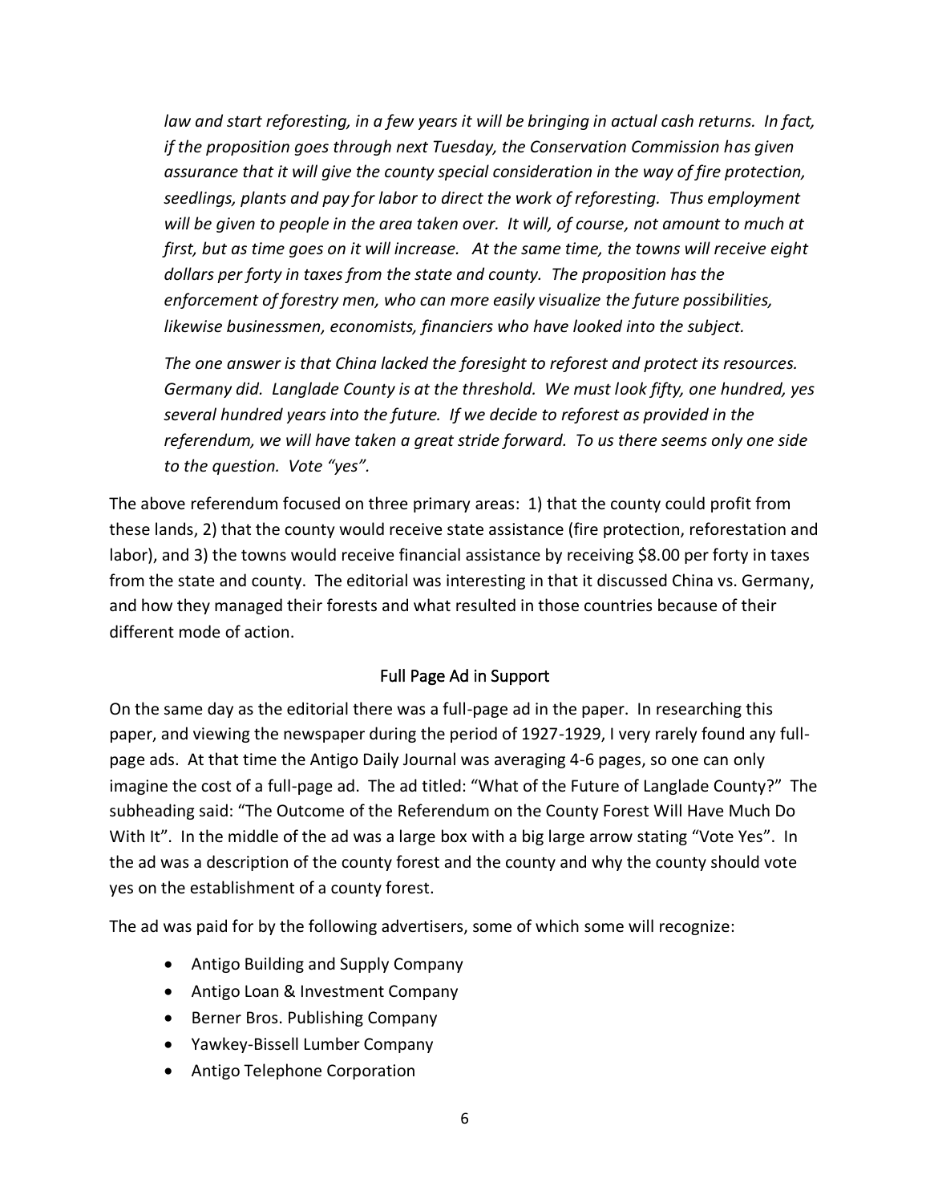*law and start reforesting, in a few years it will be bringing in actual cash returns. In fact, if the proposition goes through next Tuesday, the Conservation Commission has given assurance that it will give the county special consideration in the way of fire protection, seedlings, plants and pay for labor to direct the work of reforesting. Thus employment will be given to people in the area taken over. It will, of course, not amount to much at first, but as time goes on it will increase. At the same time, the towns will receive eight dollars per forty in taxes from the state and county. The proposition has the enforcement of forestry men, who can more easily visualize the future possibilities, likewise businessmen, economists, financiers who have looked into the subject.*

*The one answer is that China lacked the foresight to reforest and protect its resources. Germany did. Langlade County is at the threshold. We must look fifty, one hundred, yes several hundred years into the future. If we decide to reforest as provided in the referendum, we will have taken a great stride forward. To us there seems only one side to the question. Vote "yes".*

The above referendum focused on three primary areas: 1) that the county could profit from these lands, 2) that the county would receive state assistance (fire protection, reforestation and labor), and 3) the towns would receive financial assistance by receiving $8.00 per forty in taxes from the state and county. The editorial was interesting in that it discussed China vs. Germany, and how they managed their forests and what resulted in those countries because of their different mode of action.

## Full Page Ad in Support

On the same day as the editorial there was a full-page ad in the paper. In researching this paper, and viewing the newspaper during the period of 1927-1929, I very rarely found any full-page ads. At that time the Antigo Daily Journal was averaging 4-6 pages, so one can only imagine the cost of a full-page ad. The ad titled: "What of the Future of Langlade County?" The subheading said: "The Outcome of the Referendum on the County Forest Will Have Much Do With It". In the middle of the ad was a large box with a big large arrow stating "Vote Yes". In the ad was a description of the county forest and the county and why the county should vote yes on the establishment of a county forest.

The ad was paid for by the following advertisers, some of which some will recognize:

- Antigo Building and Supply Company
- Antigo Loan & Investment Company
- Berner Bros. Publishing Company
- Yawkey-Bissell Lumber Company
- Antigo Telephone Corporation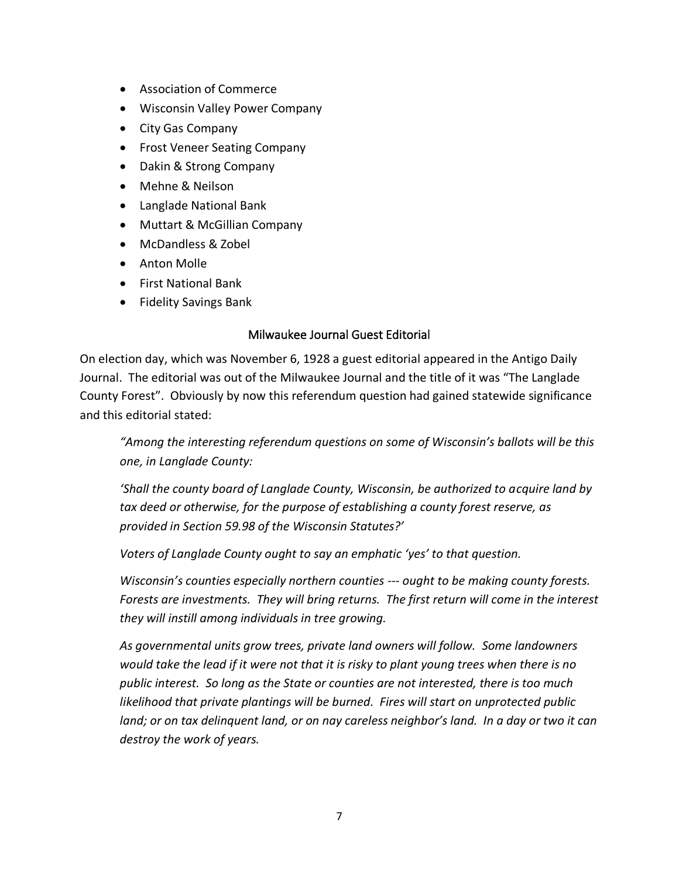- Association of Commerce
- Wisconsin Valley Power Company
- City Gas Company
- Frost Veneer Seating Company
- Dakin & Strong Company
- Mehne & Neilson
- Langlade National Bank
- Muttart & McGillian Company
- McDandless & Zobel
- Anton Molle
- First National Bank
- Fidelity Savings Bank

## Milwaukee Journal Guest Editorial

On election day, which was November 6, 1928 a guest editorial appeared in the Antigo Daily Journal. The editorial was out of the Milwaukee Journal and the title of it was "The Langlade County Forest". Obviously by now this referendum question had gained statewide significance and this editorial stated:

> *"Among the interesting referendum questions on some of Wisconsin's ballots will be this one, in Langlade County:*
>
> *'Shall the county board of Langlade County, Wisconsin, be authorized to acquire land by tax deed or otherwise, for the purpose of establishing a county forest reserve, as provided in Section 59.98 of the Wisconsin Statutes?'*
>
> *Voters of Langlade County ought to say an emphatic 'yes' to that question.*
>
> *Wisconsin's counties especially northern counties --- ought to be making county forests. Forests are investments. They will bring returns. The first return will come in the interest they will instill among individuals in tree growing.*
>
> *As governmental units grow trees, private land owners will follow. Some landowners would take the lead if it were not that it is risky to plant young trees when there is no public interest. So long as the State or counties are not interested, there is too much likelihood that private plantings will be burned. Fires will start on unprotected public land; or on tax delinquent land, or on nay careless neighbor's land. In a day or two it can destroy the work of years.*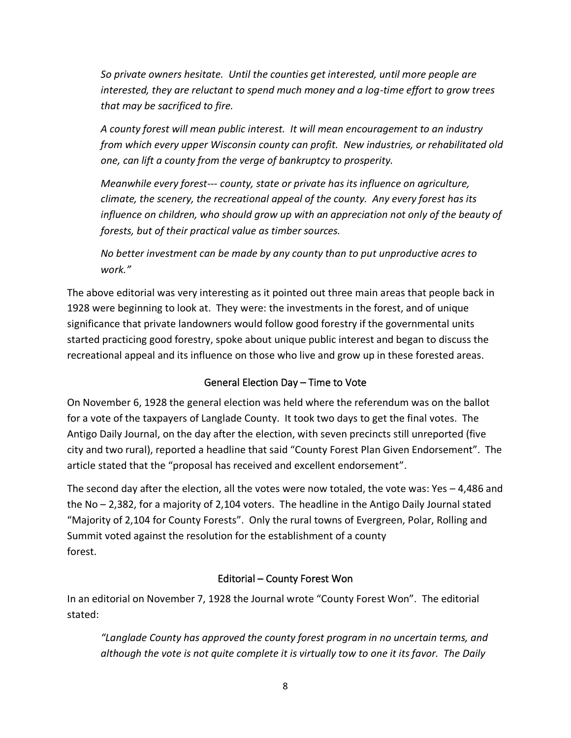*So private owners hesitate. Until the counties get interested, until more people are interested, they are reluctant to spend much money and a log-time effort to grow trees that may be sacrificed to fire.*

*A county forest will mean public interest. It will mean encouragement to an industry from which every upper Wisconsin county can profit. New industries, or rehabilitated old one, can lift a county from the verge of bankruptcy to prosperity.*

*Meanwhile every forest--- county, state or private has its influence on agriculture, climate, the scenery, the recreational appeal of the county. Any every forest has its influence on children, who should grow up with an appreciation not only of the beauty of forests, but of their practical value as timber sources.*

*No better investment can be made by any county than to put unproductive acres to work."*

The above editorial was very interesting as it pointed out three main areas that people back in 1928 were beginning to look at. They were: the investments in the forest, and of unique significance that private landowners would follow good forestry if the governmental units started practicing good forestry, spoke about unique public interest and began to discuss the recreational appeal and its influence on those who live and grow up in these forested areas.

## General Election Day – Time to Vote

On November 6, 1928 the general election was held where the referendum was on the ballot for a vote of the taxpayers of Langlade County. It took two days to get the final votes. The Antigo Daily Journal, on the day after the election, with seven precincts still unreported (five city and two rural), reported a headline that said "County Forest Plan Given Endorsement". The article stated that the "proposal has received and excellent endorsement".

The second day after the election, all the votes were now totaled, the vote was: Yes – 4,486 and the No – 2,382, for a majority of 2,104 voters. The headline in the Antigo Daily Journal stated "Majority of 2,104 for County Forests". Only the rural towns of Evergreen, Polar, Rolling and Summit voted against the resolution for the establishment of a county forest.

## Editorial – County Forest Won

In an editorial on November 7, 1928 the Journal wrote "County Forest Won". The editorial stated:

*"Langlade County has approved the county forest program in no uncertain terms, and although the vote is not quite complete it is virtually tow to one it its favor. The Daily*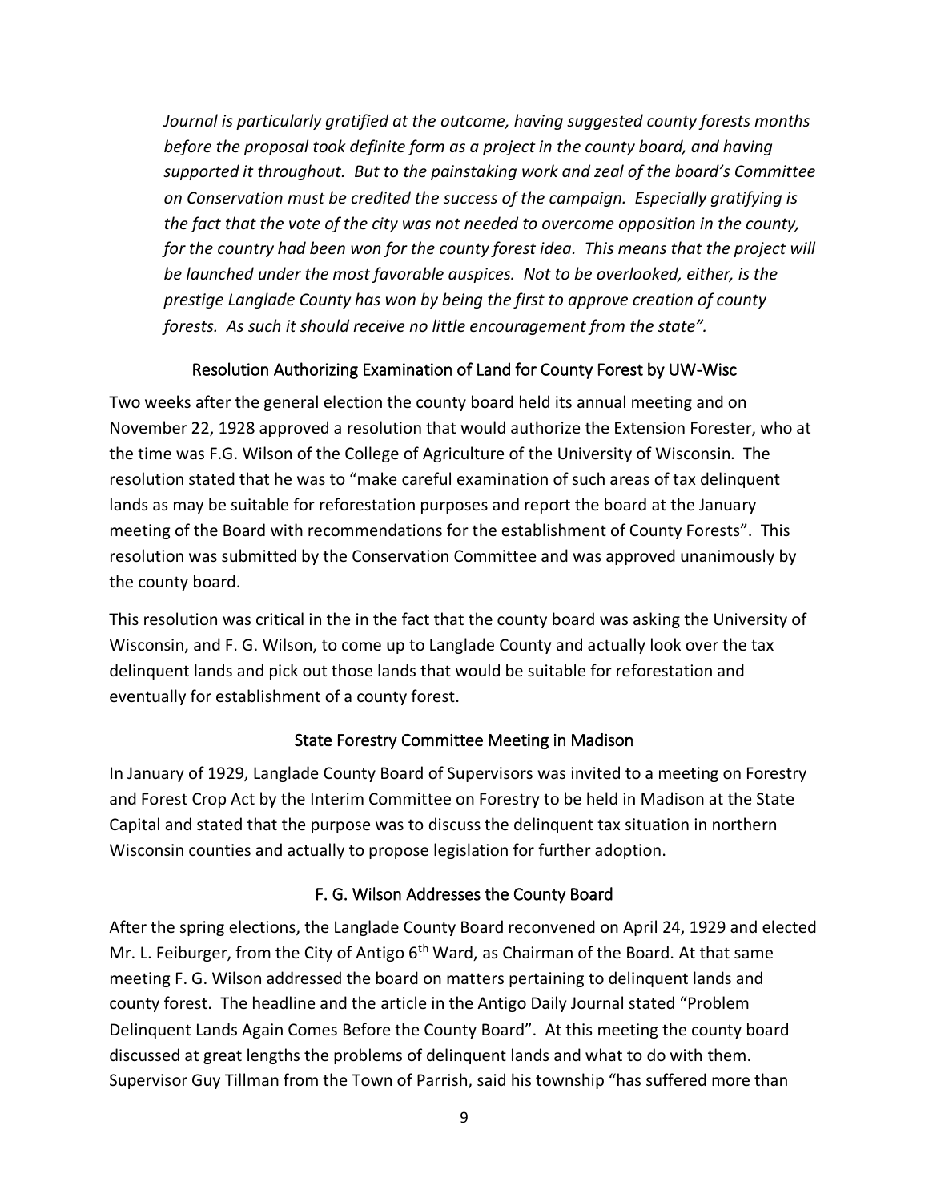*Journal is particularly gratified at the outcome, having suggested county forests months before the proposal took definite form as a project in the county board, and having supported it throughout. But to the painstaking work and zeal of the board's Committee on Conservation must be credited the success of the campaign. Especially gratifying is the fact that the vote of the city was not needed to overcome opposition in the county, for the country had been won for the county forest idea. This means that the project will be launched under the most favorable auspices. Not to be overlooked, either, is the prestige Langlade County has won by being the first to approve creation of county forests. As such it should receive no little encouragement from the state".*

## Resolution Authorizing Examination of Land for County Forest by UW-Wisc

Two weeks after the general election the county board held its annual meeting and on November 22, 1928 approved a resolution that would authorize the Extension Forester, who at the time was F.G. Wilson of the College of Agriculture of the University of Wisconsin. The resolution stated that he was to "make careful examination of such areas of tax delinquent lands as may be suitable for reforestation purposes and report the board at the January meeting of the Board with recommendations for the establishment of County Forests". This resolution was submitted by the Conservation Committee and was approved unanimously by the county board.

This resolution was critical in the in the fact that the county board was asking the University of Wisconsin, and F. G. Wilson, to come up to Langlade County and actually look over the tax delinquent lands and pick out those lands that would be suitable for reforestation and eventually for establishment of a county forest.

## State Forestry Committee Meeting in Madison

In January of 1929, Langlade County Board of Supervisors was invited to a meeting on Forestry and Forest Crop Act by the Interim Committee on Forestry to be held in Madison at the State Capital and stated that the purpose was to discuss the delinquent tax situation in northern Wisconsin counties and actually to propose legislation for further adoption.

## F. G. Wilson Addresses the County Board

After the spring elections, the Langlade County Board reconvened on April 24, 1929 and elected Mr. L. Feiburger, from the City of Antigo 6th Ward, as Chairman of the Board. At that same meeting F. G. Wilson addressed the board on matters pertaining to delinquent lands and county forest. The headline and the article in the Antigo Daily Journal stated "Problem Delinquent Lands Again Comes Before the County Board". At this meeting the county board discussed at great lengths the problems of delinquent lands and what to do with them. Supervisor Guy Tillman from the Town of Parrish, said his township "has suffered more than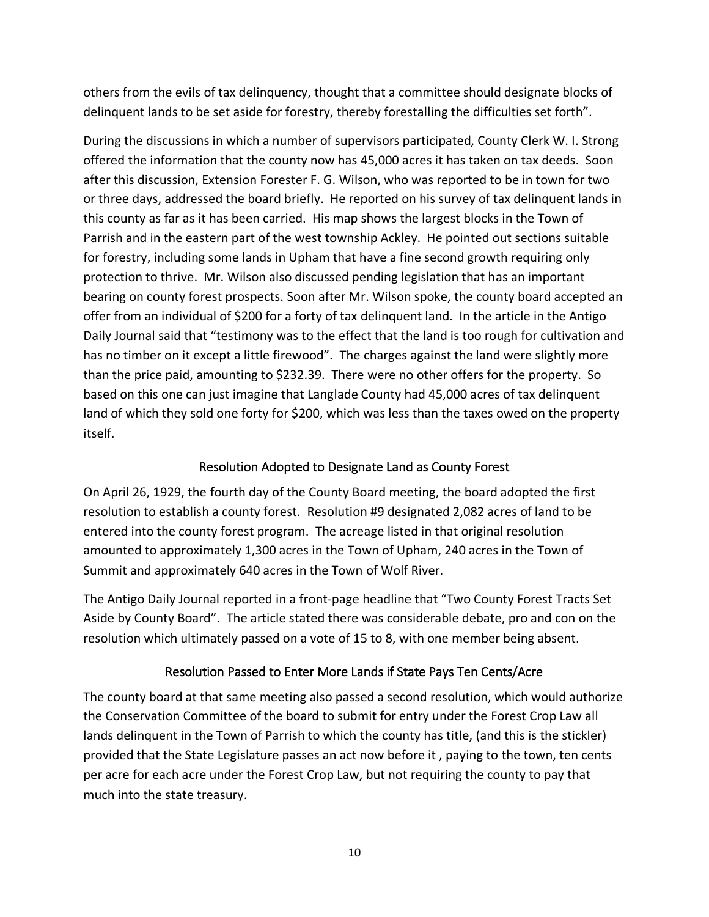others from the evils of tax delinquency, thought that a committee should designate blocks of delinquent lands to be set aside for forestry, thereby forestalling the difficulties set forth".

During the discussions in which a number of supervisors participated, County Clerk W. I. Strong offered the information that the county now has 45,000 acres it has taken on tax deeds. Soon after this discussion, Extension Forester F. G. Wilson, who was reported to be in town for two or three days, addressed the board briefly. He reported on his survey of tax delinquent lands in this county as far as it has been carried. His map shows the largest blocks in the Town of Parrish and in the eastern part of the west township Ackley. He pointed out sections suitable for forestry, including some lands in Upham that have a fine second growth requiring only protection to thrive. Mr. Wilson also discussed pending legislation that has an important bearing on county forest prospects. Soon after Mr. Wilson spoke, the county board accepted an offer from an individual of $200 for a forty of tax delinquent land. In the article in the Antigo Daily Journal said that "testimony was to the effect that the land is too rough for cultivation and has no timber on it except a little firewood". The charges against the land were slightly more than the price paid, amounting to $232.39. There were no other offers for the property. So based on this one can just imagine that Langlade County had 45,000 acres of tax delinquent land of which they sold one forty for $200, which was less than the taxes owed on the property itself.

## Resolution Adopted to Designate Land as County Forest

On April 26, 1929, the fourth day of the County Board meeting, the board adopted the first resolution to establish a county forest. Resolution #9 designated 2,082 acres of land to be entered into the county forest program. The acreage listed in that original resolution amounted to approximately 1,300 acres in the Town of Upham, 240 acres in the Town of Summit and approximately 640 acres in the Town of Wolf River.

The Antigo Daily Journal reported in a front-page headline that "Two County Forest Tracts Set Aside by County Board". The article stated there was considerable debate, pro and con on the resolution which ultimately passed on a vote of 15 to 8, with one member being absent.

## Resolution Passed to Enter More Lands if State Pays Ten Cents/Acre

The county board at that same meeting also passed a second resolution, which would authorize the Conservation Committee of the board to submit for entry under the Forest Crop Law all lands delinquent in the Town of Parrish to which the county has title, (and this is the stickler) provided that the State Legislature passes an act now before it , paying to the town, ten cents per acre for each acre under the Forest Crop Law, but not requiring the county to pay that much into the state treasury.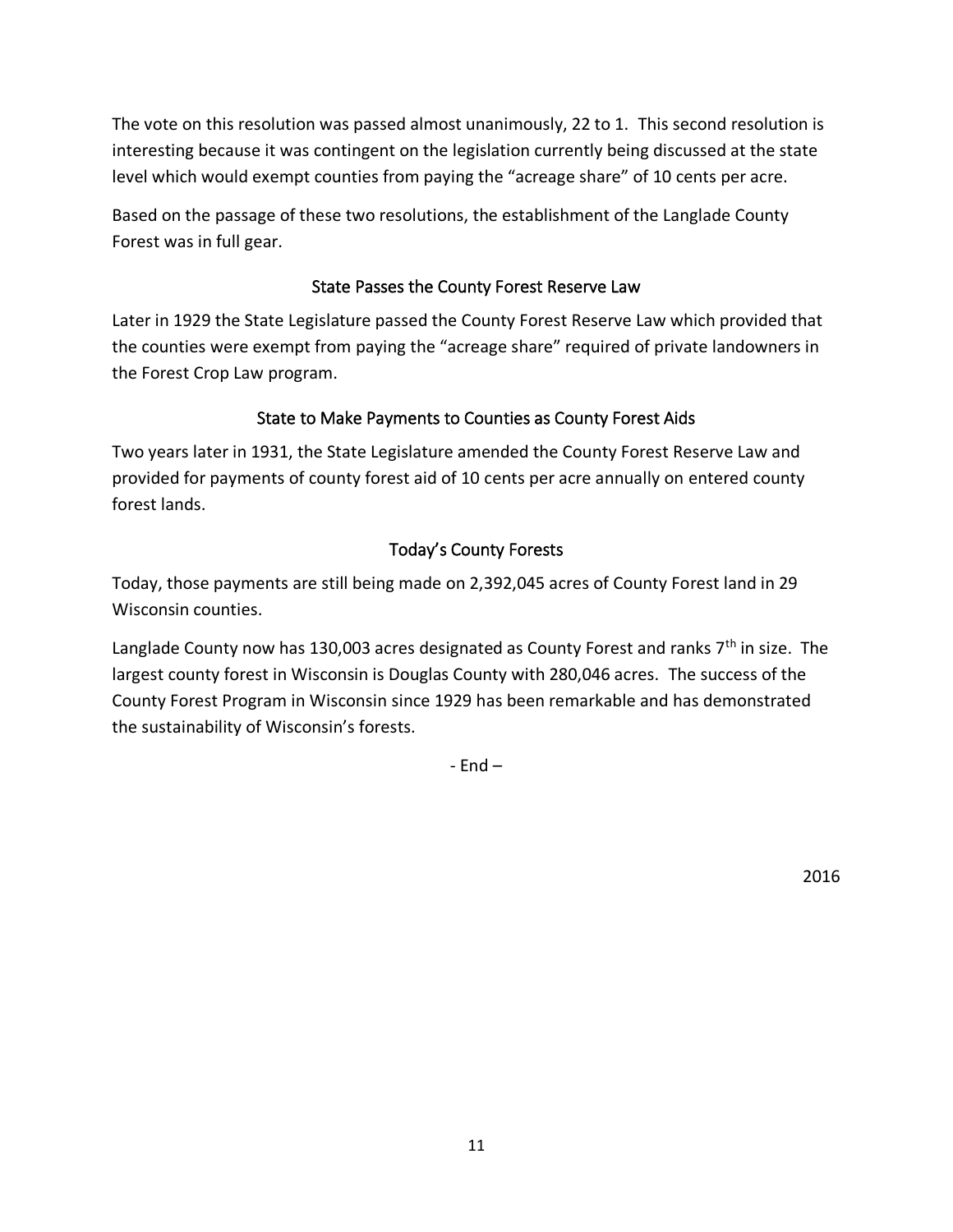The vote on this resolution was passed almost unanimously, 22 to 1. This second resolution is interesting because it was contingent on the legislation currently being discussed at the state level which would exempt counties from paying the "acreage share" of 10 cents per acre.

Based on the passage of these two resolutions, the establishment of the Langlade County Forest was in full gear.

### State Passes the County Forest Reserve Law

Later in 1929 the State Legislature passed the County Forest Reserve Law which provided that the counties were exempt from paying the "acreage share" required of private landowners in the Forest Crop Law program.

### State to Make Payments to Counties as County Forest Aids

Two years later in 1931, the State Legislature amended the County Forest Reserve Law and provided for payments of county forest aid of 10 cents per acre annually on entered county forest lands.

### Today's County Forests

Today, those payments are still being made on 2,392,045 acres of County Forest land in 29 Wisconsin counties.

Langlade County now has 130,003 acres designated as County Forest and ranks 7th in size. The largest county forest in Wisconsin is Douglas County with 280,046 acres. The success of the County Forest Program in Wisconsin since 1929 has been remarkable and has demonstrated the sustainability of Wisconsin's forests.

- End –

2016